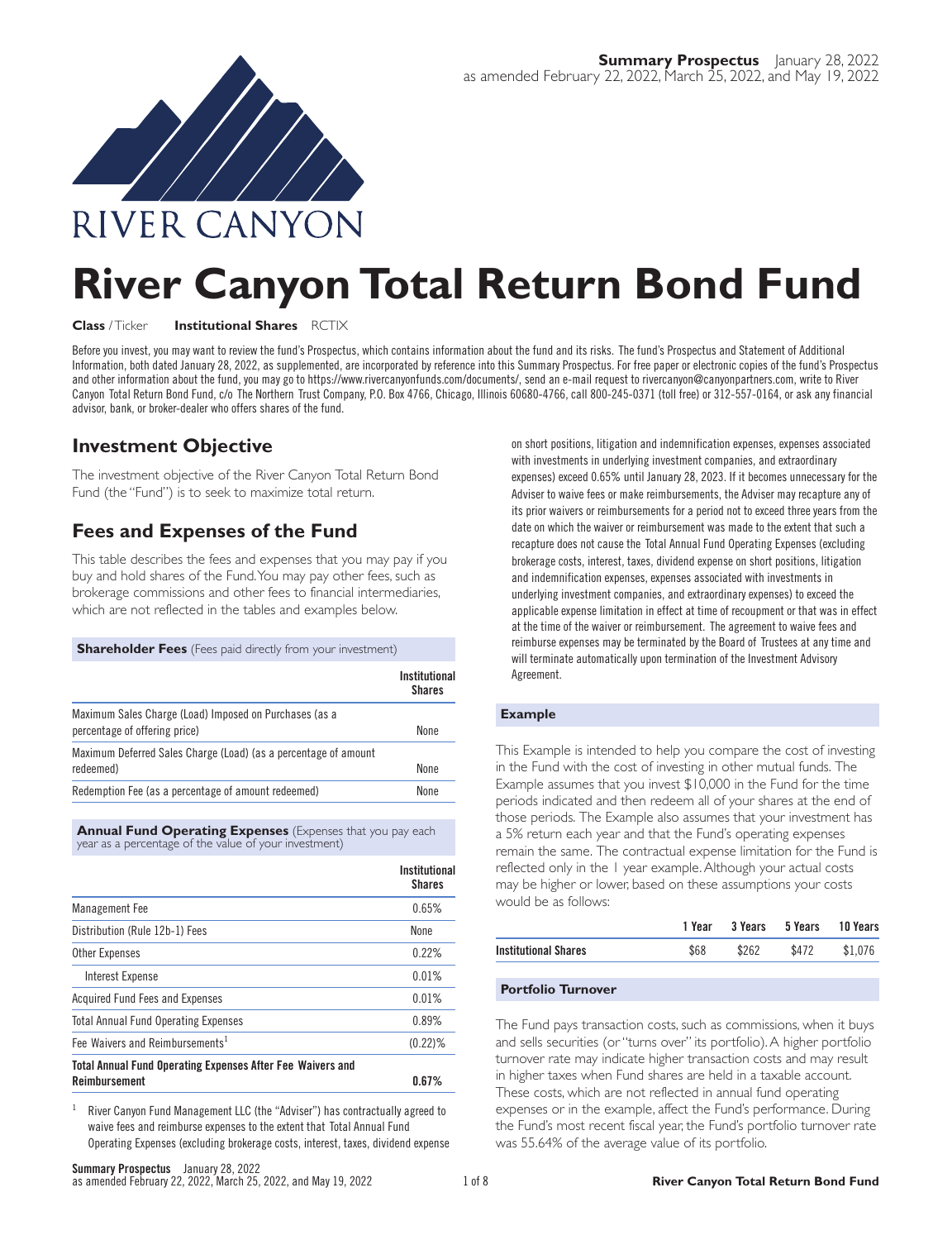**Summary Prospectus** January 28, 2022
as amended February 22, 2022, March 25, 2022, and May 19, 2022

RIVER CANYON

# River Canyon Total Return Bond Fund

**Class** / Ticker **Institutional Shares** RCTIX

Before you invest, you may want to review the fund's Prospectus, which contains information about the fund and its risks. The fund's Prospectus and Statement of Additional Information, both dated January 28, 2022, as supplemented, are incorporated by reference into this Summary Prospectus. For free paper or electronic copies of the fund's Prospectus and other information about the fund, you may go to https://www.rivercanyonfunds.com/documents/, send an e-mail request to rivercanyon@canyonpartners.com, write to River Canyon Total Return Bond Fund, c/o The Northern Trust Company, P.O. Box 4766, Chicago, Illinois 60680-4766, call 800-245-0371 (toll free) or 312-557-0164, or ask any financial advisor, bank, or broker-dealer who offers shares of the fund.

## Investment Objective

The investment objective of the River Canyon Total Return Bond Fund (the "Fund") is to seek to maximize total return.

## Fees and Expenses of the Fund

This table describes the fees and expenses that you may pay if you buy and hold shares of the Fund. You may pay other fees, such as brokerage commissions and other fees to financial intermediaries, which are not reflected in the tables and examples below.

| **Shareholder Fees** (Fees paid directly from your investment) | Institutional Shares |
|---|---|
| Maximum Sales Charge (Load) Imposed on Purchases (as a percentage of offering price) | None |
| Maximum Deferred Sales Charge (Load) (as a percentage of amount redeemed) | None |
| Redemption Fee (as a percentage of amount redeemed) | None |

| **Annual Fund Operating Expenses** (Expenses that you pay each year as a percentage of the value of your investment) | Institutional Shares |
|---|---|
| Management Fee | 0.65% |
| Distribution (Rule 12b-1) Fees | None |
| Other Expenses | 0.22% |
| Interest Expense | 0.01% |
| Acquired Fund Fees and Expenses | 0.01% |
| Total Annual Fund Operating Expenses | 0.89% |
| Fee Waivers and Reimbursements[1] | (0.22)% |
| **Total Annual Fund Operating Expenses After Fee Waivers and Reimbursement** | **0.67%** |

[1] River Canyon Fund Management LLC (the "Adviser") has contractually agreed to waive fees and reimburse expenses to the extent that Total Annual Fund Operating Expenses (excluding brokerage costs, interest, taxes, dividend expense on short positions, litigation and indemnification expenses, expenses associated with investments in underlying investment companies, and extraordinary expenses) exceed 0.65% until January 28, 2023. If it becomes unnecessary for the Adviser to waive fees or make reimbursements, the Adviser may recapture any of its prior waivers or reimbursements for a period not to exceed three years from the date on which the waiver or reimbursement was made to the extent that such a recapture does not cause the Total Annual Fund Operating Expenses (excluding brokerage costs, interest, taxes, dividend expense on short positions, litigation and indemnification expenses, expenses associated with investments in underlying investment companies, and extraordinary expenses) to exceed the applicable expense limitation in effect at time of recoupment or that was in effect at the time of the waiver or reimbursement. The agreement to waive fees and reimburse expenses may be terminated by the Board of Trustees at any time and will terminate automatically upon termination of the Investment Advisory Agreement.

### Example

This Example is intended to help you compare the cost of investing in the Fund with the cost of investing in other mutual funds. The Example assumes that you invest $10,000 in the Fund for the time periods indicated and then redeem all of your shares at the end of those periods. The Example also assumes that your investment has a 5% return each year and that the Fund's operating expenses remain the same. The contractual expense limitation for the Fund is reflected only in the 1 year example. Although your actual costs may be higher or lower, based on these assumptions your costs would be as follows:

| | 1 Year | 3 Years | 5 Years | 10 Years |
|---|---|---|---|---|
| **Institutional Shares** | $68 | $262 | $472 | $1,076 |

### Portfolio Turnover

The Fund pays transaction costs, such as commissions, when it buys and sells securities (or "turns over" its portfolio). A higher portfolio turnover rate may indicate higher transaction costs and may result in higher taxes when Fund shares are held in a taxable account. These costs, which are not reflected in annual fund operating expenses or in the example, affect the Fund's performance. During the Fund's most recent fiscal year, the Fund's portfolio turnover rate was 55.64% of the average value of its portfolio.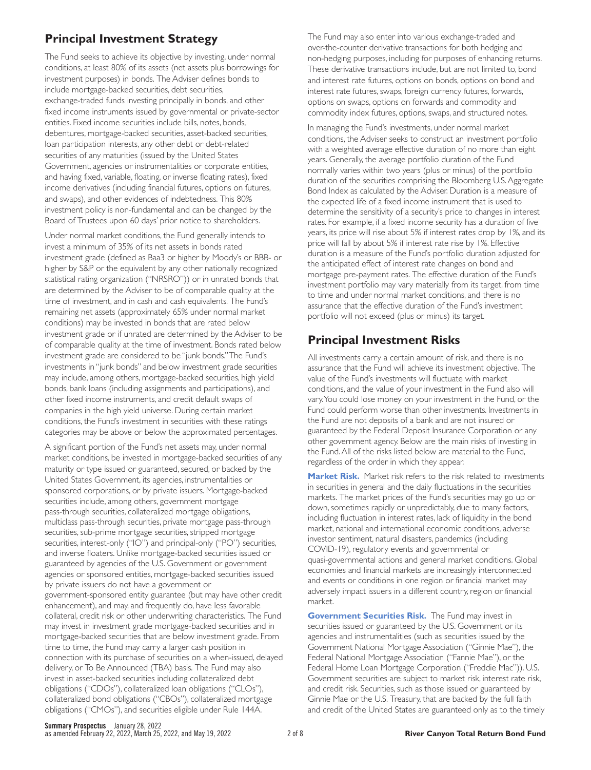## Principal Investment Strategy

The Fund seeks to achieve its objective by investing, under normal conditions, at least 80% of its assets (net assets plus borrowings for investment purposes) in bonds. The Adviser defines bonds to include mortgage-backed securities, debt securities, exchange-traded funds investing principally in bonds, and other fixed income instruments issued by governmental or private-sector entities. Fixed income securities include bills, notes, bonds, debentures, mortgage-backed securities, asset-backed securities, loan participation interests, any other debt or debt-related securities of any maturities (issued by the United States Government, agencies or instrumentalities or corporate entities, and having fixed, variable, floating, or inverse floating rates), fixed income derivatives (including financial futures, options on futures, and swaps), and other evidences of indebtedness. This 80% investment policy is non-fundamental and can be changed by the Board of Trustees upon 60 days' prior notice to shareholders.

Under normal market conditions, the Fund generally intends to invest a minimum of 35% of its net assets in bonds rated investment grade (defined as Baa3 or higher by Moody's or BBB- or higher by S&P or the equivalent by any other nationally recognized statistical rating organization ("NRSRO")) or in unrated bonds that are determined by the Adviser to be of comparable quality at the time of investment, and in cash and cash equivalents. The Fund's remaining net assets (approximately 65% under normal market conditions) may be invested in bonds that are rated below investment grade or if unrated are determined by the Adviser to be of comparable quality at the time of investment. Bonds rated below investment grade are considered to be "junk bonds." The Fund's investments in "junk bonds" and below investment grade securities may include, among others, mortgage-backed securities, high yield bonds, bank loans (including assignments and participations), and other fixed income instruments, and credit default swaps of companies in the high yield universe. During certain market conditions, the Fund's investment in securities with these ratings categories may be above or below the approximated percentages.

A significant portion of the Fund's net assets may, under normal market conditions, be invested in mortgage-backed securities of any maturity or type issued or guaranteed, secured, or backed by the United States Government, its agencies, instrumentalities or sponsored corporations, or by private issuers. Mortgage-backed securities include, among others, government mortgage pass-through securities, collateralized mortgage obligations, multiclass pass-through securities, private mortgage pass-through securities, sub-prime mortgage securities, stripped mortgage securities, interest-only ("IO") and principal-only ("PO") securities, and inverse floaters. Unlike mortgage-backed securities issued or guaranteed by agencies of the U.S. Government or government agencies or sponsored entities, mortgage-backed securities issued by private issuers do not have a government or government-sponsored entity guarantee (but may have other credit enhancement), and may, and frequently do, have less favorable collateral, credit risk or other underwriting characteristics. The Fund may invest in investment grade mortgage-backed securities and in mortgage-backed securities that are below investment grade. From time to time, the Fund may carry a larger cash position in connection with its purchase of securities on a when-issued, delayed delivery, or To Be Announced (TBA) basis. The Fund may also invest in asset-backed securities including collateralized debt obligations ("CDOs"), collateralized loan obligations ("CLOs"), collateralized bond obligations ("CBOs"), collateralized mortgage obligations ("CMOs"), and securities eligible under Rule 144A.

The Fund may also enter into various exchange-traded and over-the-counter derivative transactions for both hedging and non-hedging purposes, including for purposes of enhancing returns. These derivative transactions include, but are not limited to, bond and interest rate futures, options on bonds, options on bond and interest rate futures, swaps, foreign currency futures, forwards, options on swaps, options on forwards and commodity and commodity index futures, options, swaps, and structured notes.

In managing the Fund's investments, under normal market conditions, the Adviser seeks to construct an investment portfolio with a weighted average effective duration of no more than eight years. Generally, the average portfolio duration of the Fund normally varies within two years (plus or minus) of the portfolio duration of the securities comprising the Bloomberg U.S. Aggregate Bond Index as calculated by the Adviser. Duration is a measure of the expected life of a fixed income instrument that is used to determine the sensitivity of a security's price to changes in interest rates. For example, if a fixed income security has a duration of five years, its price will rise about 5% if interest rates drop by 1%, and its price will fall by about 5% if interest rate rise by 1%. Effective duration is a measure of the Fund's portfolio duration adjusted for the anticipated effect of interest rate changes on bond and mortgage pre-payment rates. The effective duration of the Fund's investment portfolio may vary materially from its target, from time to time and under normal market conditions, and there is no assurance that the effective duration of the Fund's investment portfolio will not exceed (plus or minus) its target.

## Principal Investment Risks

All investments carry a certain amount of risk, and there is no assurance that the Fund will achieve its investment objective. The value of the Fund's investments will fluctuate with market conditions, and the value of your investment in the Fund also will vary. You could lose money on your investment in the Fund, or the Fund could perform worse than other investments. Investments in the Fund are not deposits of a bank and are not insured or guaranteed by the Federal Deposit Insurance Corporation or any other government agency. Below are the main risks of investing in the Fund. All of the risks listed below are material to the Fund, regardless of the order in which they appear.

**Market Risk.** Market risk refers to the risk related to investments in securities in general and the daily fluctuations in the securities markets. The market prices of the Fund's securities may go up or down, sometimes rapidly or unpredictably, due to many factors, including fluctuation in interest rates, lack of liquidity in the bond market, national and international economic conditions, adverse investor sentiment, natural disasters, pandemics (including COVID-19), regulatory events and governmental or quasi-governmental actions and general market conditions. Global economies and financial markets are increasingly interconnected and events or conditions in one region or financial market may adversely impact issuers in a different country, region or financial market.

**Government Securities Risk.** The Fund may invest in securities issued or guaranteed by the U.S. Government or its agencies and instrumentalities (such as securities issued by the Government National Mortgage Association ("Ginnie Mae"), the Federal National Mortgage Association ("Fannie Mae"), or the Federal Home Loan Mortgage Corporation ("Freddie Mac")). U.S. Government securities are subject to market risk, interest rate risk, and credit risk. Securities, such as those issued or guaranteed by Ginnie Mae or the U.S. Treasury, that are backed by the full faith and credit of the United States are guaranteed only as to the timely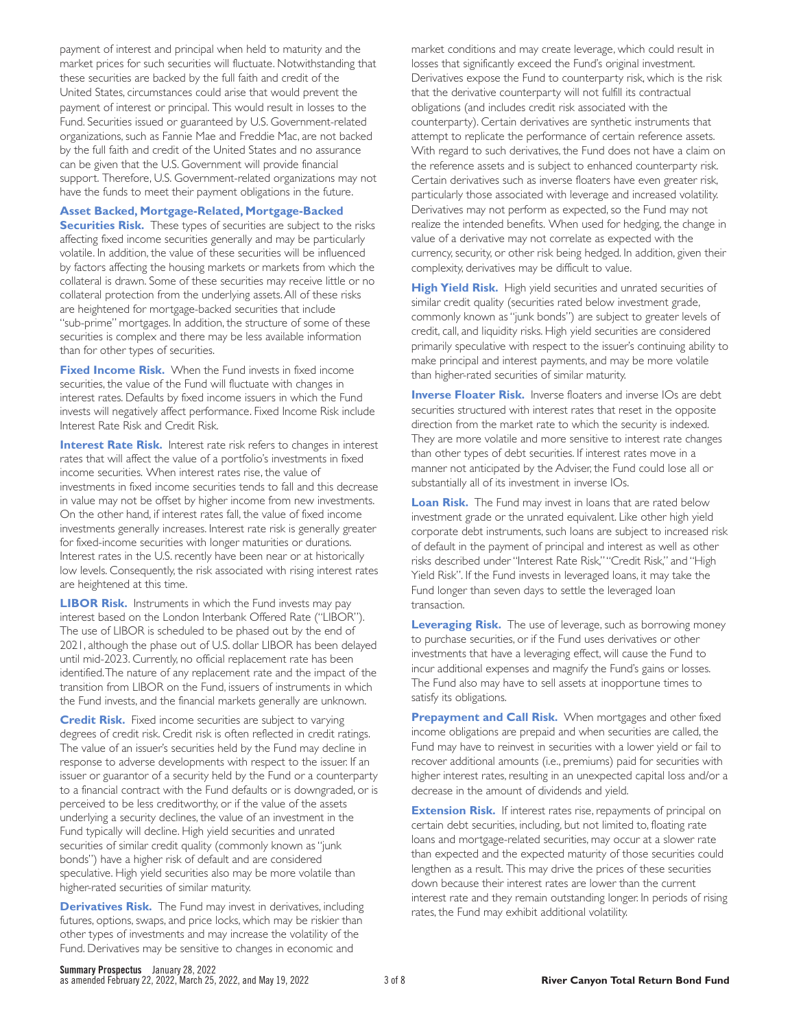payment of interest and principal when held to maturity and the market prices for such securities will fluctuate. Notwithstanding that these securities are backed by the full faith and credit of the United States, circumstances could arise that would prevent the payment of interest or principal. This would result in losses to the Fund. Securities issued or guaranteed by U.S. Government-related organizations, such as Fannie Mae and Freddie Mac, are not backed by the full faith and credit of the United States and no assurance can be given that the U.S. Government will provide financial support. Therefore, U.S. Government-related organizations may not have the funds to meet their payment obligations in the future.

**Asset Backed, Mortgage-Related, Mortgage-Backed Securities Risk.** These types of securities are subject to the risks affecting fixed income securities generally and may be particularly volatile. In addition, the value of these securities will be influenced by factors affecting the housing markets or markets from which the collateral is drawn. Some of these securities may receive little or no collateral protection from the underlying assets. All of these risks are heightened for mortgage-backed securities that include "sub-prime" mortgages. In addition, the structure of some of these securities is complex and there may be less available information than for other types of securities.

**Fixed Income Risk.** When the Fund invests in fixed income securities, the value of the Fund will fluctuate with changes in interest rates. Defaults by fixed income issuers in which the Fund invests will negatively affect performance. Fixed Income Risk include Interest Rate Risk and Credit Risk.

**Interest Rate Risk.** Interest rate risk refers to changes in interest rates that will affect the value of a portfolio's investments in fixed income securities. When interest rates rise, the value of investments in fixed income securities tends to fall and this decrease in value may not be offset by higher income from new investments. On the other hand, if interest rates fall, the value of fixed income investments generally increases. Interest rate risk is generally greater for fixed-income securities with longer maturities or durations. Interest rates in the U.S. recently have been near or at historically low levels. Consequently, the risk associated with rising interest rates are heightened at this time.

**LIBOR Risk.** Instruments in which the Fund invests may pay interest based on the London Interbank Offered Rate ("LIBOR"). The use of LIBOR is scheduled to be phased out by the end of 2021, although the phase out of U.S. dollar LIBOR has been delayed until mid-2023. Currently, no official replacement rate has been identified. The nature of any replacement rate and the impact of the transition from LIBOR on the Fund, issuers of instruments in which the Fund invests, and the financial markets generally are unknown.

**Credit Risk.** Fixed income securities are subject to varying degrees of credit risk. Credit risk is often reflected in credit ratings. The value of an issuer's securities held by the Fund may decline in response to adverse developments with respect to the issuer. If an issuer or guarantor of a security held by the Fund or a counterparty to a financial contract with the Fund defaults or is downgraded, or is perceived to be less creditworthy, or if the value of the assets underlying a security declines, the value of an investment in the Fund typically will decline. High yield securities and unrated securities of similar credit quality (commonly known as "junk bonds") have a higher risk of default and are considered speculative. High yield securities also may be more volatile than higher-rated securities of similar maturity.

**Derivatives Risk.** The Fund may invest in derivatives, including futures, options, swaps, and price locks, which may be riskier than other types of investments and may increase the volatility of the Fund. Derivatives may be sensitive to changes in economic and market conditions and may create leverage, which could result in losses that significantly exceed the Fund's original investment. Derivatives expose the Fund to counterparty risk, which is the risk that the derivative counterparty will not fulfill its contractual obligations (and includes credit risk associated with the counterparty). Certain derivatives are synthetic instruments that attempt to replicate the performance of certain reference assets. With regard to such derivatives, the Fund does not have a claim on the reference assets and is subject to enhanced counterparty risk. Certain derivatives such as inverse floaters have even greater risk, particularly those associated with leverage and increased volatility. Derivatives may not perform as expected, so the Fund may not realize the intended benefits. When used for hedging, the change in value of a derivative may not correlate as expected with the currency, security, or other risk being hedged. In addition, given their complexity, derivatives may be difficult to value.

**High Yield Risk.** High yield securities and unrated securities of similar credit quality (securities rated below investment grade, commonly known as "junk bonds") are subject to greater levels of credit, call, and liquidity risks. High yield securities are considered primarily speculative with respect to the issuer's continuing ability to make principal and interest payments, and may be more volatile than higher-rated securities of similar maturity.

**Inverse Floater Risk.** Inverse floaters and inverse IOs are debt securities structured with interest rates that reset in the opposite direction from the market rate to which the security is indexed. They are more volatile and more sensitive to interest rate changes than other types of debt securities. If interest rates move in a manner not anticipated by the Adviser, the Fund could lose all or substantially all of its investment in inverse IOs.

**Loan Risk.** The Fund may invest in loans that are rated below investment grade or the unrated equivalent. Like other high yield corporate debt instruments, such loans are subject to increased risk of default in the payment of principal and interest as well as other risks described under "Interest Rate Risk," "Credit Risk," and "High Yield Risk". If the Fund invests in leveraged loans, it may take the Fund longer than seven days to settle the leveraged loan transaction.

**Leveraging Risk.** The use of leverage, such as borrowing money to purchase securities, or if the Fund uses derivatives or other investments that have a leveraging effect, will cause the Fund to incur additional expenses and magnify the Fund's gains or losses. The Fund also may have to sell assets at inopportune times to satisfy its obligations.

**Prepayment and Call Risk.** When mortgages and other fixed income obligations are prepaid and when securities are called, the Fund may have to reinvest in securities with a lower yield or fail to recover additional amounts (i.e., premiums) paid for securities with higher interest rates, resulting in an unexpected capital loss and/or a decrease in the amount of dividends and yield.

**Extension Risk.** If interest rates rise, repayments of principal on certain debt securities, including, but not limited to, floating rate loans and mortgage-related securities, may occur at a slower rate than expected and the expected maturity of those securities could lengthen as a result. This may drive the prices of these securities down because their interest rates are lower than the current interest rate and they remain outstanding longer. In periods of rising rates, the Fund may exhibit additional volatility.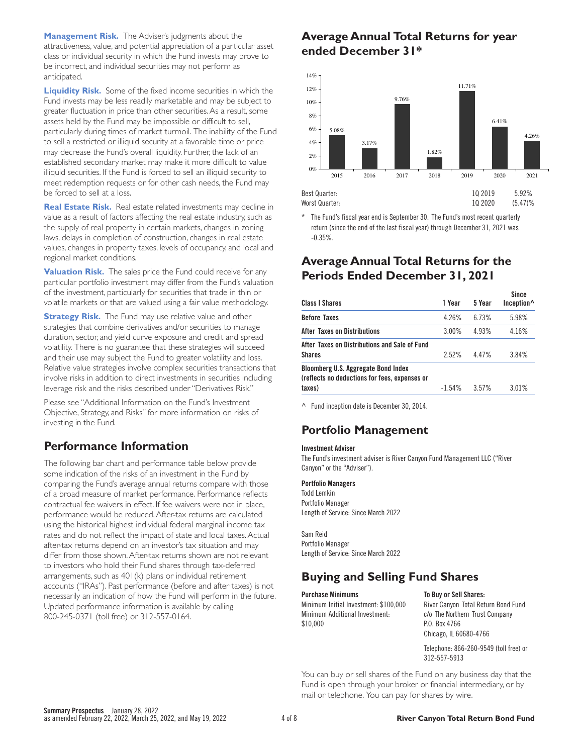**Management Risk.** The Adviser's judgments about the attractiveness, value, and potential appreciation of a particular asset class or individual security in which the Fund invests may prove to be incorrect, and individual securities may not perform as anticipated.

**Liquidity Risk.** Some of the fixed income securities in which the Fund invests may be less readily marketable and may be subject to greater fluctuation in price than other securities. As a result, some assets held by the Fund may be impossible or difficult to sell, particularly during times of market turmoil. The inability of the Fund to sell a restricted or illiquid security at a favorable time or price may decrease the Fund's overall liquidity. Further, the lack of an established secondary market may make it more difficult to value illiquid securities. If the Fund is forced to sell an illiquid security to meet redemption requests or for other cash needs, the Fund may be forced to sell at a loss.

**Real Estate Risk.** Real estate related investments may decline in value as a result of factors affecting the real estate industry, such as the supply of real property in certain markets, changes in zoning laws, delays in completion of construction, changes in real estate values, changes in property taxes, levels of occupancy, and local and regional market conditions.

**Valuation Risk.** The sales price the Fund could receive for any particular portfolio investment may differ from the Fund's valuation of the investment, particularly for securities that trade in thin or volatile markets or that are valued using a fair value methodology.

**Strategy Risk.** The Fund may use relative value and other strategies that combine derivatives and/or securities to manage duration, sector, and yield curve exposure and credit and spread volatility. There is no guarantee that these strategies will succeed and their use may subject the Fund to greater volatility and loss. Relative value strategies involve complex securities transactions that involve risks in addition to direct investments in securities including leverage risk and the risks described under "Derivatives Risk."

Please see "Additional Information on the Fund's Investment Objective, Strategy, and Risks" for more information on risks of investing in the Fund.

## Performance Information

The following bar chart and performance table below provide some indication of the risks of an investment in the Fund by comparing the Fund's average annual returns compare with those of a broad measure of market performance. Performance reflects contractual fee waivers in effect. If fee waivers were not in place, performance would be reduced. After-tax returns are calculated using the historical highest individual federal marginal income tax rates and do not reflect the impact of state and local taxes. Actual after-tax returns depend on an investor's tax situation and may differ from those shown. After-tax returns shown are not relevant to investors who hold their Fund shares through tax-deferred arrangements, such as 401(k) plans or individual retirement accounts ("IRAs"). Past performance (before and after taxes) is not necessarily an indication of how the Fund will perform in the future. Updated performance information is available by calling 800-245-0371 (toll free) or 312-557-0164.

## Average Annual Total Returns for year ended December 31*

| Year | Return |
|---|---|
| 2015 | 5.08% |
| 2016 | 3.17% |
| 2017 | 9.76% |
| 2018 | 1.82% |
| 2019 | 11.71% |
| 2020 | 6.41% |
| 2021 | 4.26% |

| | | |
|---|---|---|
| Best Quarter: | 1Q 2019 | 5.92% |
| Worst Quarter: | 1Q 2020 | (5.47)% |

\* The Fund's fiscal year end is September 30. The Fund's most recent quarterly return (since the end of the last fiscal year) through December 31, 2021 was -0.35%.

## Average Annual Total Returns for the Periods Ended December 31, 2021

| Class I Shares | 1 Year | 5 Year | Since Inception^ |
|---|---|---|---|
| Before Taxes | 4.26% | 6.73% | 5.98% |
| After Taxes on Distributions | 3.00% | 4.93% | 4.16% |
| After Taxes on Distributions and Sale of Fund Shares | 2.52% | 4.47% | 3.84% |
| Bloomberg U.S. Aggregate Bond Index (reflects no deductions for fees, expenses or taxes) | -1.54% | 3.57% | 3.01% |

^ Fund inception date is December 30, 2014.

## Portfolio Management

**Investment Adviser**
The Fund's investment adviser is River Canyon Fund Management LLC ("River Canyon" or the "Adviser").

**Portfolio Managers**
Todd Lemkin
Portfolio Manager
Length of Service: Since March 2022

Sam Reid
Portfolio Manager
Length of Service: Since March 2022

## Buying and Selling Fund Shares

**Purchase Minimums**
Minimum Initial Investment: $100,000
Minimum Additional Investment: $10,000

**To Buy or Sell Shares:**
River Canyon Total Return Bond Fund
c/o The Northern Trust Company
P.O. Box 4766
Chicago, IL 60680-4766

Telephone: 866-260-9549 (toll free) or 312-557-5913

You can buy or sell shares of the Fund on any business day that the Fund is open through your broker or financial intermediary, or by mail or telephone. You can pay for shares by wire.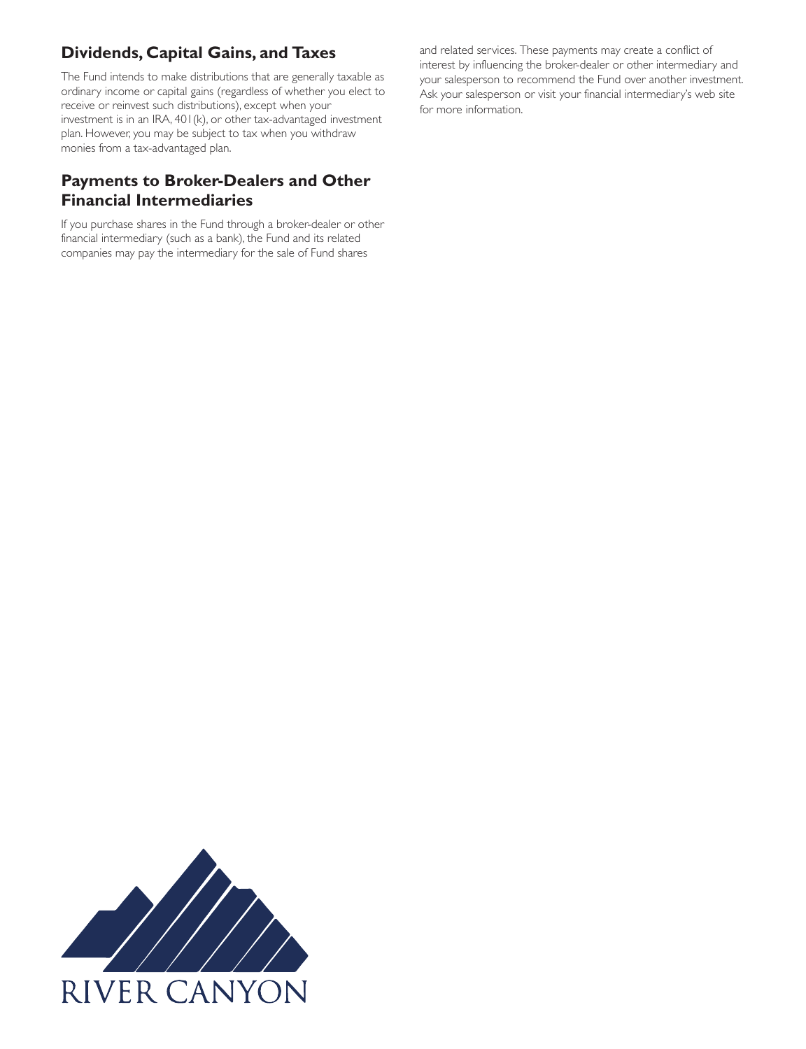## Dividends, Capital Gains, and Taxes

The Fund intends to make distributions that are generally taxable as ordinary income or capital gains (regardless of whether you elect to receive or reinvest such distributions), except when your investment is in an IRA, 401(k), or other tax-advantaged investment plan. However, you may be subject to tax when you withdraw monies from a tax-advantaged plan.

## Payments to Broker-Dealers and Other Financial Intermediaries

If you purchase shares in the Fund through a broker-dealer or other financial intermediary (such as a bank), the Fund and its related companies may pay the intermediary for the sale of Fund shares and related services. These payments may create a conflict of interest by influencing the broker-dealer or other intermediary and your salesperson to recommend the Fund over another investment. Ask your salesperson or visit your financial intermediary's web site for more information.

RIVER CANYON